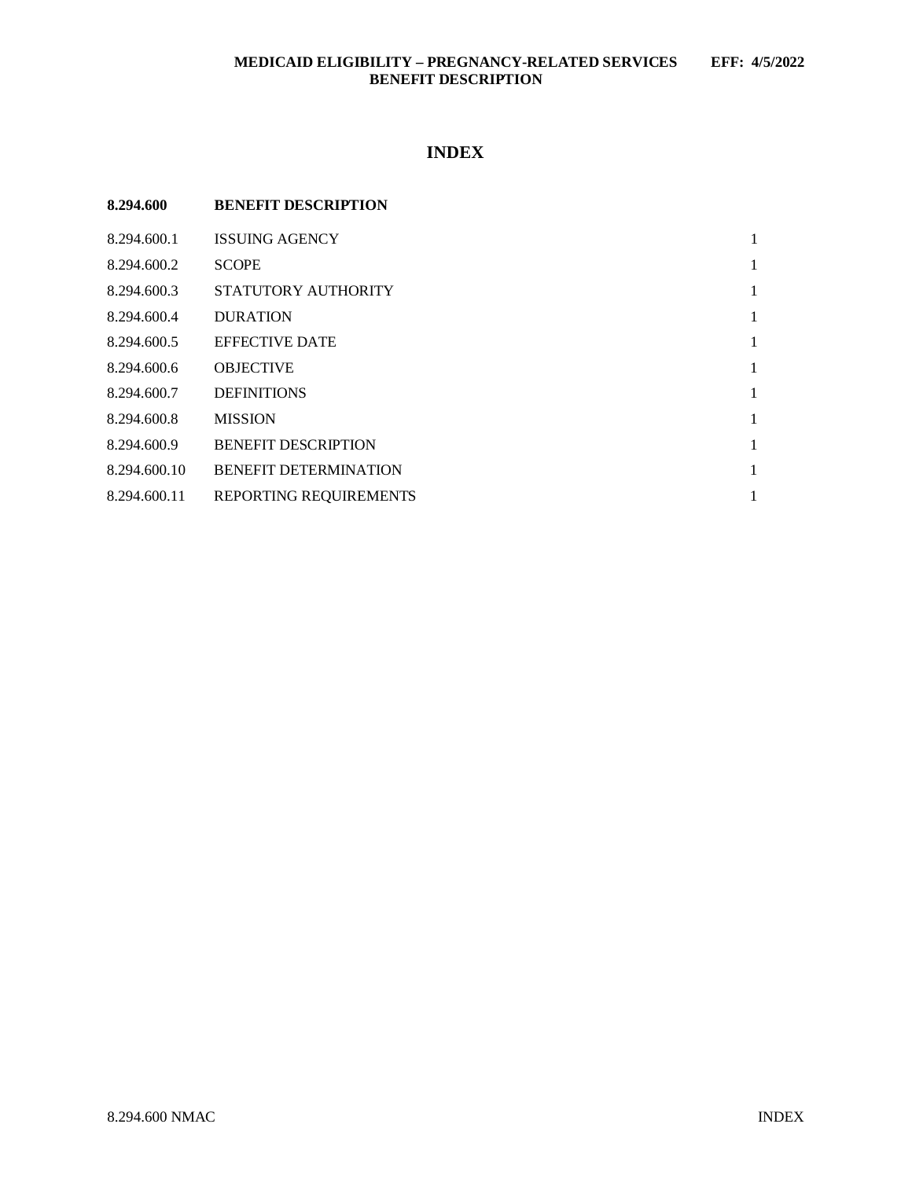# INDEX

| 8.294.600 | BENEFIT DESCRIPTION | |
|---|---|---|
| 8.294.600.1 | ISSUING AGENCY | 1 |
| 8.294.600.2 | SCOPE | 1 |
| 8.294.600.3 | STATUTORY AUTHORITY | 1 |
| 8.294.600.4 | DURATION | 1 |
| 8.294.600.5 | EFFECTIVE DATE | 1 |
| 8.294.600.6 | OBJECTIVE | 1 |
| 8.294.600.7 | DEFINITIONS | 1 |
| 8.294.600.8 | MISSION | 1 |
| 8.294.600.9 | BENEFIT DESCRIPTION | 1 |
| 8.294.600.10 | BENEFIT DETERMINATION | 1 |
| 8.294.600.11 | REPORTING REQUIREMENTS | 1 |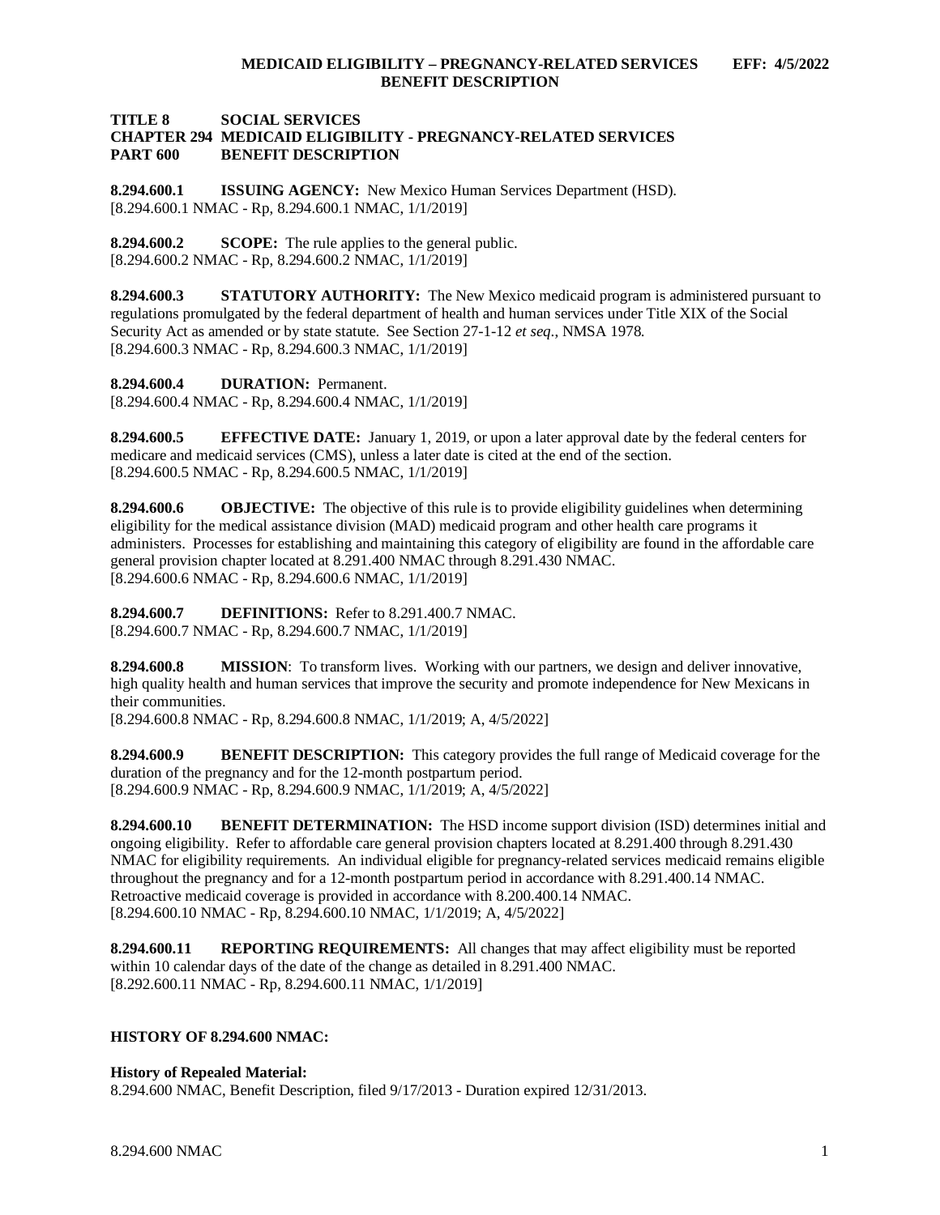**TITLE 8 SOCIAL SERVICES**
**CHAPTER 294 MEDICAID ELIGIBILITY - PREGNANCY-RELATED SERVICES**
**PART 600 BENEFIT DESCRIPTION**

**8.294.600.1 ISSUING AGENCY:** New Mexico Human Services Department (HSD).
[8.294.600.1 NMAC - Rp, 8.294.600.1 NMAC, 1/1/2019]

**8.294.600.2 SCOPE:** The rule applies to the general public.
[8.294.600.2 NMAC - Rp, 8.294.600.2 NMAC, 1/1/2019]

**8.294.600.3 STATUTORY AUTHORITY:** The New Mexico medicaid program is administered pursuant to regulations promulgated by the federal department of health and human services under Title XIX of the Social Security Act as amended or by state statute. See Section 27-1-12 *et seq*., NMSA 1978.
[8.294.600.3 NMAC - Rp, 8.294.600.3 NMAC, 1/1/2019]

**8.294.600.4 DURATION:** Permanent.
[8.294.600.4 NMAC - Rp, 8.294.600.4 NMAC, 1/1/2019]

**8.294.600.5 EFFECTIVE DATE:** January 1, 2019, or upon a later approval date by the federal centers for medicare and medicaid services (CMS), unless a later date is cited at the end of the section.
[8.294.600.5 NMAC - Rp, 8.294.600.5 NMAC, 1/1/2019]

**8.294.600.6 OBJECTIVE:** The objective of this rule is to provide eligibility guidelines when determining eligibility for the medical assistance division (MAD) medicaid program and other health care programs it administers. Processes for establishing and maintaining this category of eligibility are found in the affordable care general provision chapter located at 8.291.400 NMAC through 8.291.430 NMAC.
[8.294.600.6 NMAC - Rp, 8.294.600.6 NMAC, 1/1/2019]

**8.294.600.7 DEFINITIONS:** Refer to 8.291.400.7 NMAC.
[8.294.600.7 NMAC - Rp, 8.294.600.7 NMAC, 1/1/2019]

**8.294.600.8 MISSION**: To transform lives. Working with our partners, we design and deliver innovative, high quality health and human services that improve the security and promote independence for New Mexicans in their communities.
[8.294.600.8 NMAC - Rp, 8.294.600.8 NMAC, 1/1/2019; A, 4/5/2022]

**8.294.600.9 BENEFIT DESCRIPTION:** This category provides the full range of Medicaid coverage for the duration of the pregnancy and for the 12-month postpartum period.
[8.294.600.9 NMAC - Rp, 8.294.600.9 NMAC, 1/1/2019; A, 4/5/2022]

**8.294.600.10 BENEFIT DETERMINATION:** The HSD income support division (ISD) determines initial and ongoing eligibility. Refer to affordable care general provision chapters located at 8.291.400 through 8.291.430 NMAC for eligibility requirements. An individual eligible for pregnancy-related services medicaid remains eligible throughout the pregnancy and for a 12-month postpartum period in accordance with 8.291.400.14 NMAC. Retroactive medicaid coverage is provided in accordance with 8.200.400.14 NMAC.
[8.294.600.10 NMAC - Rp, 8.294.600.10 NMAC, 1/1/2019; A, 4/5/2022]

**8.294.600.11 REPORTING REQUIREMENTS:** All changes that may affect eligibility must be reported within 10 calendar days of the date of the change as detailed in 8.291.400 NMAC.
[8.292.600.11 NMAC - Rp, 8.294.600.11 NMAC, 1/1/2019]

**HISTORY OF 8.294.600 NMAC:**

**History of Repealed Material:**
8.294.600 NMAC, Benefit Description, filed 9/17/2013 - Duration expired 12/31/2013.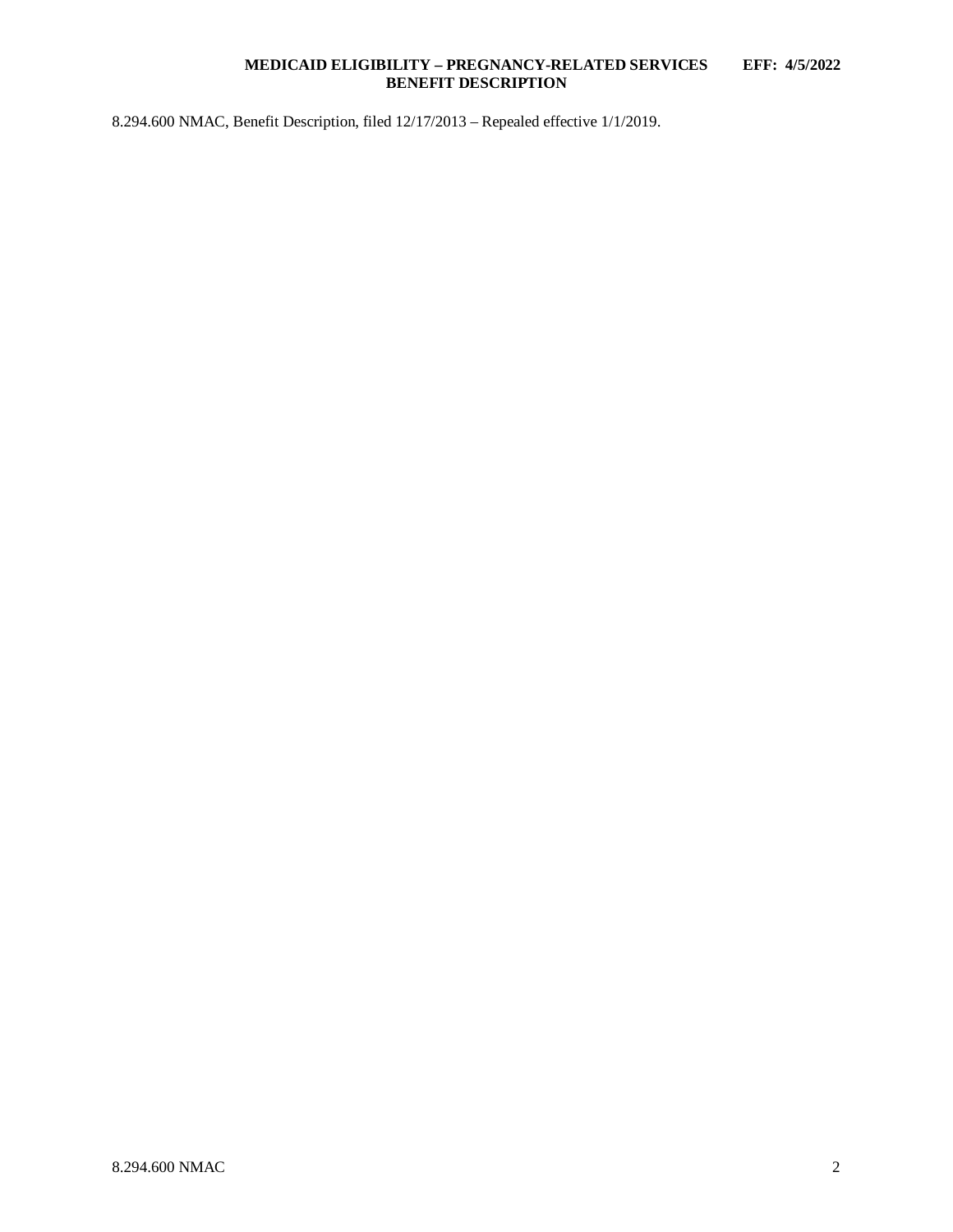8.294.600 NMAC, Benefit Description, filed 12/17/2013 – Repealed effective 1/1/2019.